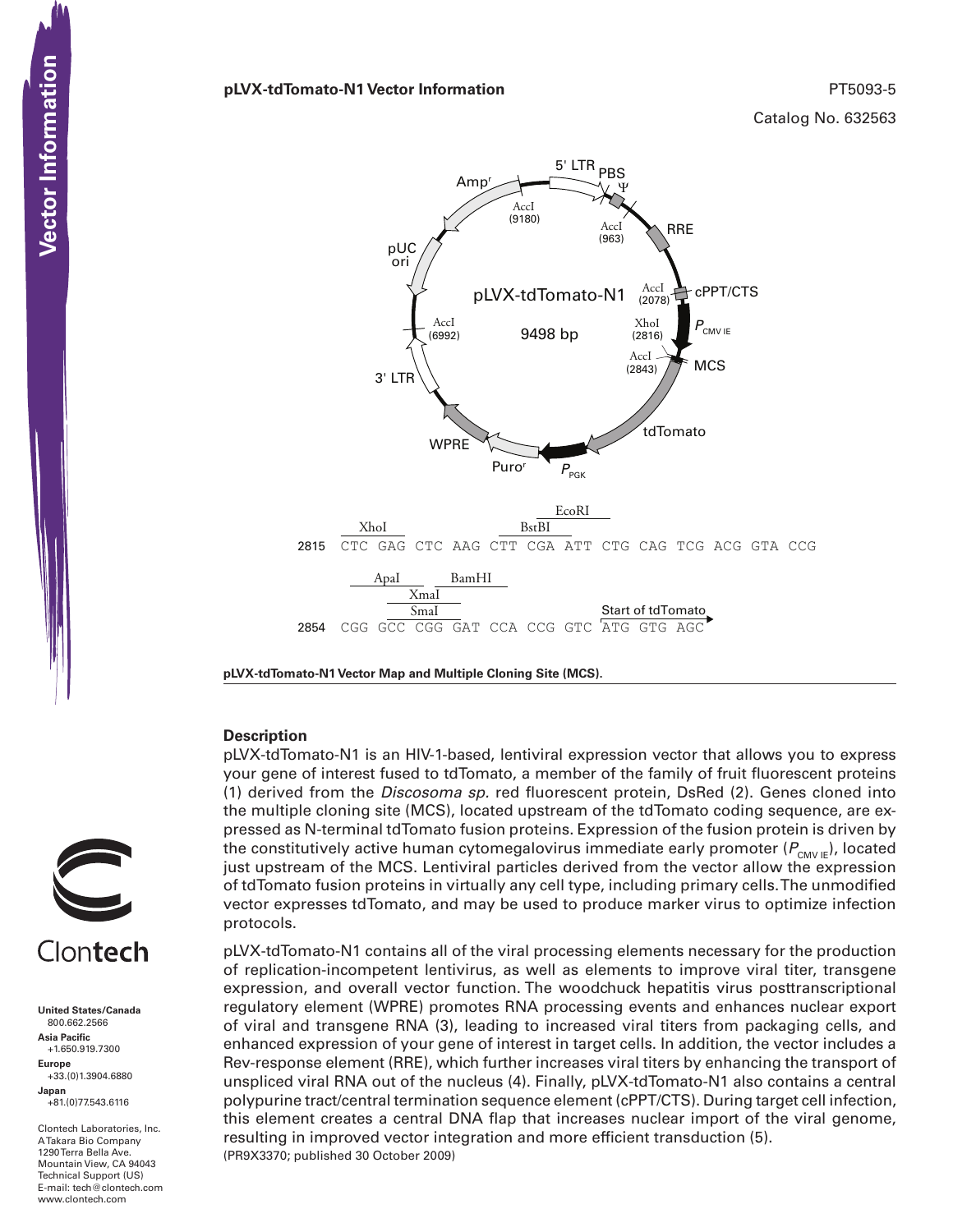**pLVX-tdTomato-N1 Vector Information**

PT5093-5

Catalog No. 632563

5' LTR, PBS, Ψ, RRE, cPPT/CTS, $P_{CMV\ IE}$, MCS, tdTomato, $P_{PGK}$, Puro[r], WPRE, 3' LTR, pUC ori, Amp[r]

pLVX-tdTomato-N1 9498 bp

AccI (9180), AccI (963), AccI (2078), XhoI (2816), AccI (2843), AccI (6992)

```
                XhoI                    BstBI       EcoRI
2815  CTC GAG CTC AAG CTT CGA ATT CTG CAG TCG ACG GTA CCG

          ApaI        BamHI
              XmaI
              SmaI                       Start of tdTomato
2854  CGG GCC CGG GAT CCA CCG GTC ATG GTG AGC
```

**pLVX-tdTomato-N1 Vector Map and Multiple Cloning Site (MCS).**

## Description

pLVX-tdTomato-N1 is an HIV-1-based, lentiviral expression vector that allows you to express your gene of interest fused to tdTomato, a member of the family of fruit fluorescent proteins (1) derived from the *Discosoma sp.* red fluorescent protein, DsRed (2). Genes cloned into the multiple cloning site (MCS), located upstream of the tdTomato coding sequence, are expressed as N-terminal tdTomato fusion proteins. Expression of the fusion protein is driven by the constitutively active human cytomegalovirus immediate early promoter ($P_{CMV\ IE}$), located just upstream of the MCS. Lentiviral particles derived from the vector allow the expression of tdTomato fusion proteins in virtually any cell type, including primary cells. The unmodified vector expresses tdTomato, and may be used to produce marker virus to optimize infection protocols.

pLVX-tdTomato-N1 contains all of the viral processing elements necessary for the production of replication-incompetent lentivirus, as well as elements to improve viral titer, transgene expression, and overall vector function. The woodchuck hepatitis virus posttranscriptional regulatory element (WPRE) promotes RNA processing events and enhances nuclear export of viral and transgene RNA (3), leading to increased viral titers from packaging cells, and enhanced expression of your gene of interest in target cells. In addition, the vector includes a Rev-response element (RRE), which further increases viral titers by enhancing the transport of unspliced viral RNA out of the nucleus (4). Finally, pLVX-tdTomato-N1 also contains a central polypurine tract/central termination sequence element (cPPT/CTS). During target cell infection, this element creates a central DNA flap that increases nuclear import of the viral genome, resulting in improved vector integration and more efficient transduction (5).

(PR9X3370; published 30 October 2009)

Clontech

**United States/Canada**
800.662.2566

**Asia Pacific**
+1.650.919.7300

**Europe**
+33.(0)1.3904.6880

**Japan**
+81.(0)77.543.6116

Clontech Laboratories, Inc.
A Takara Bio Company
1290 Terra Bella Ave.
Mountain View, CA 94043
Technical Support (US)
E-mail: tech@clontech.com
www.clontech.com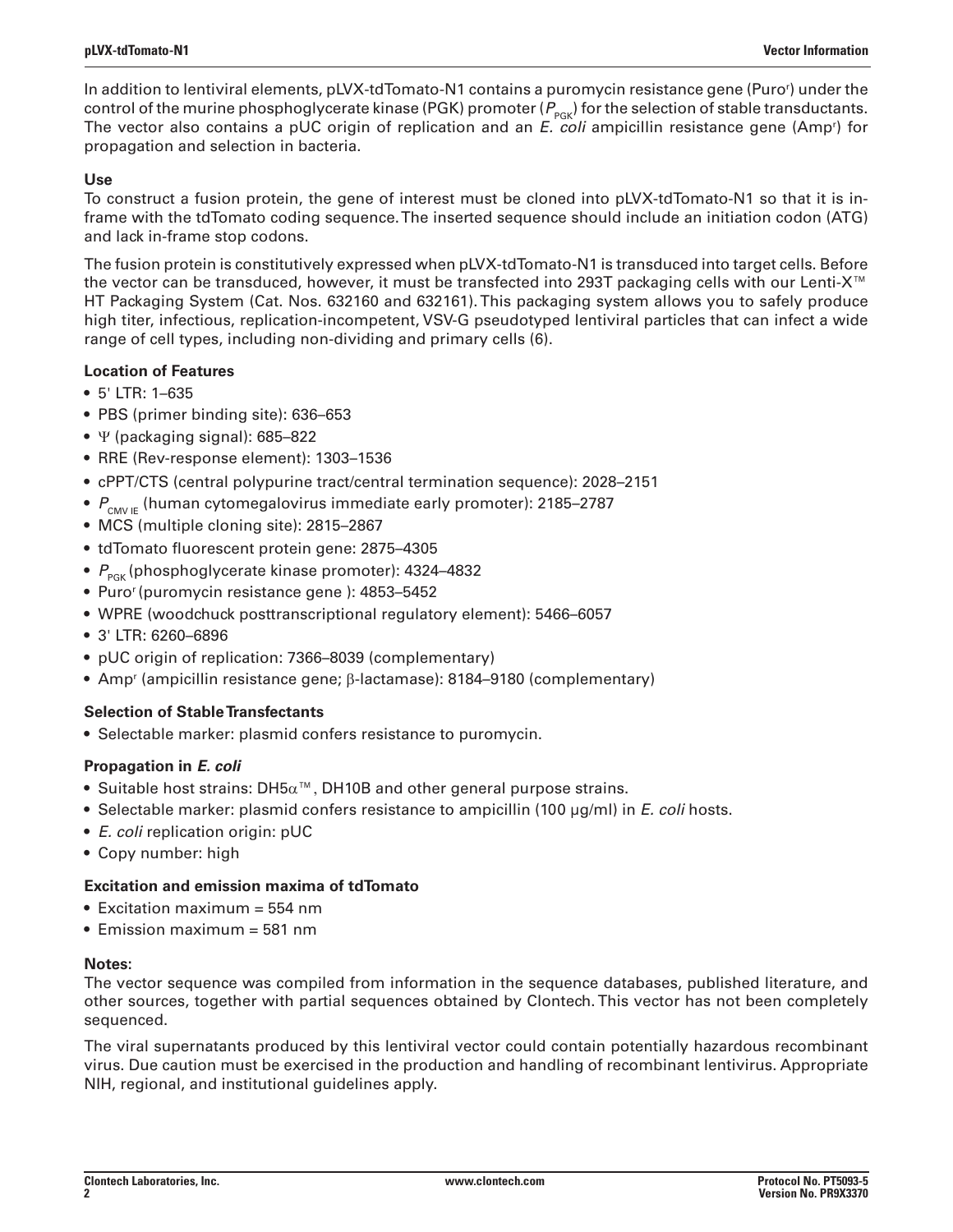In addition to lentiviral elements, pLVX-tdTomato-N1 contains a puromycin resistance gene (Puro[r]) under the control of the murine phosphoglycerate kinase (PGK) promoter ($P_{PGK}$) for the selection of stable transductants. The vector also contains a pUC origin of replication and an *E. coli* ampicillin resistance gene (Amp[r]) for propagation and selection in bacteria.

**Use**

To construct a fusion protein, the gene of interest must be cloned into pLVX-tdTomato-N1 so that it is in-frame with the tdTomato coding sequence. The inserted sequence should include an initiation codon (ATG) and lack in-frame stop codons.

The fusion protein is constitutively expressed when pLVX-tdTomato-N1 is transduced into target cells. Before the vector can be transduced, however, it must be transfected into 293T packaging cells with our Lenti-X™ HT Packaging System (Cat. Nos. 632160 and 632161). This packaging system allows you to safely produce high titer, infectious, replication-incompetent, VSV-G pseudotyped lentiviral particles that can infect a wide range of cell types, including non-dividing and primary cells (6).

**Location of Features**

- 5' LTR: 1–635
- PBS (primer binding site): 636–653
- Ψ (packaging signal): 685–822
- RRE (Rev-response element): 1303–1536
- cPPT/CTS (central polypurine tract/central termination sequence): 2028–2151
- $P_{CMV\ IE}$ (human cytomegalovirus immediate early promoter): 2185–2787
- MCS (multiple cloning site): 2815–2867
- tdTomato fluorescent protein gene: 2875–4305
- $P_{PGK}$ (phosphoglycerate kinase promoter): 4324–4832
- Puro[r] (puromycin resistance gene ): 4853–5452
- WPRE (woodchuck posttranscriptional regulatory element): 5466–6057
- 3' LTR: 6260–6896
- pUC origin of replication: 7366–8039 (complementary)
- Amp[r] (ampicillin resistance gene; β-lactamase): 8184–9180 (complementary)

**Selection of Stable Transfectants**

- Selectable marker: plasmid confers resistance to puromycin.

**Propagation in *E. coli***

- Suitable host strains: DH5α™, DH10B and other general purpose strains.
- Selectable marker: plasmid confers resistance to ampicillin (100 μg/ml) in *E. coli* hosts.
- *E. coli* replication origin: pUC
- Copy number: high

**Excitation and emission maxima of tdTomato**

- Excitation maximum = 554 nm
- Emission maximum = 581 nm

**Notes:**

The vector sequence was compiled from information in the sequence databases, published literature, and other sources, together with partial sequences obtained by Clontech. This vector has not been completely sequenced.

The viral supernatants produced by this lentiviral vector could contain potentially hazardous recombinant virus. Due caution must be exercised in the production and handling of recombinant lentivirus. Appropriate NIH, regional, and institutional guidelines apply.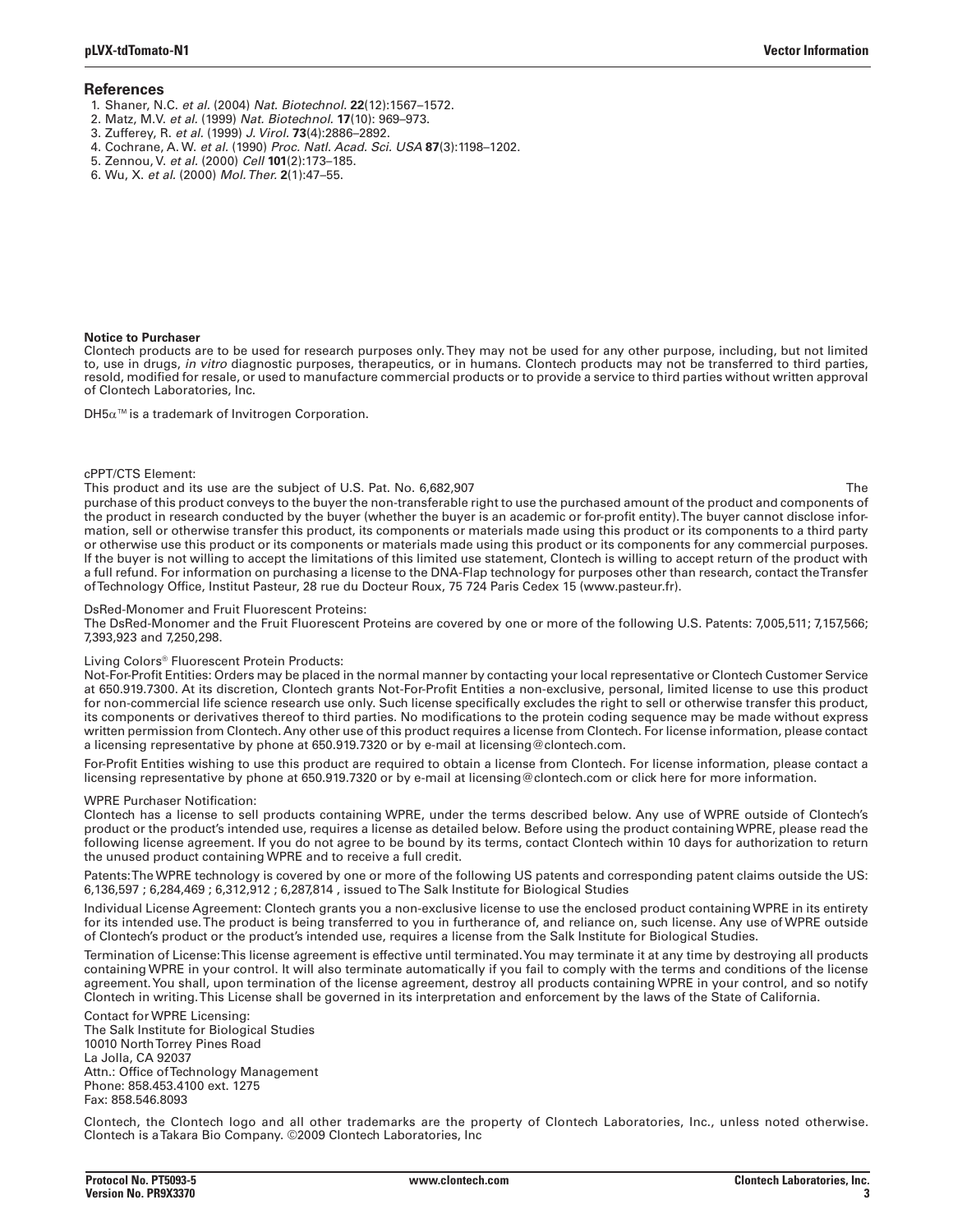## References

1. Shaner, N.C. *et al.* (2004) *Nat. Biotechnol.* **22**(12):1567–1572.
2. Matz, M.V. *et al.* (1999) *Nat. Biotechnol.* **17**(10): 969–973.
3. Zufferey, R. *et al.* (1999) *J. Virol.* **73**(4):2886–2892.
4. Cochrane, A. W. *et al.* (1990) *Proc. Natl. Acad. Sci. USA* **87**(3):1198–1202.
5. Zennou, V. *et al.* (2000) *Cell* **101**(2):173–185.
6. Wu, X. *et al.* (2000) *Mol. Ther.* **2**(1):47–55.

**Notice to Purchaser**

Clontech products are to be used for research purposes only. They may not be used for any other purpose, including, but not limited to, use in drugs, *in vitro* diagnostic purposes, therapeutics, or in humans. Clontech products may not be transferred to third parties, resold, modified for resale, or used to manufacture commercial products or to provide a service to third parties without written approval of Clontech Laboratories, Inc.

DH5α™ is a trademark of Invitrogen Corporation.

cPPT/CTS Element:

This product and its use are the subject of U.S. Pat. No. 6,682,907 The purchase of this product conveys to the buyer the non-transferable right to use the purchased amount of the product and components of the product in research conducted by the buyer (whether the buyer is an academic or for-profit entity). The buyer cannot disclose information, sell or otherwise transfer this product, its components or materials made using this product or its components to a third party or otherwise use this product or its components or materials made using this product or its components for any commercial purposes. If the buyer is not willing to accept the limitations of this limited use statement, Clontech is willing to accept return of the product with a full refund. For information on purchasing a license to the DNA-Flap technology for purposes other than research, contact the Transfer of Technology Office, Institut Pasteur, 28 rue du Docteur Roux, 75 724 Paris Cedex 15 (www.pasteur.fr).

DsRed-Monomer and Fruit Fluorescent Proteins:

The DsRed-Monomer and the Fruit Fluorescent Proteins are covered by one or more of the following U.S. Patents: 7,005,511; 7,157,566; 7,393,923 and 7,250,298.

Living Colors® Fluorescent Protein Products:

Not-For-Profit Entities: Orders may be placed in the normal manner by contacting your local representative or Clontech Customer Service at 650.919.7300. At its discretion, Clontech grants Not-For-Profit Entities a non-exclusive, personal, limited license to use this product for non-commercial life science research use only. Such license specifically excludes the right to sell or otherwise transfer this product, its components or derivatives thereof to third parties. No modifications to the protein coding sequence may be made without express written permission from Clontech. Any other use of this product requires a license from Clontech. For license information, please contact a licensing representative by phone at 650.919.7320 or by e-mail at licensing@clontech.com.

For-Profit Entities wishing to use this product are required to obtain a license from Clontech. For license information, please contact a licensing representative by phone at 650.919.7320 or by e-mail at licensing@clontech.com or click here for more information.

WPRE Purchaser Notification:

Clontech has a license to sell products containing WPRE, under the terms described below. Any use of WPRE outside of Clontech's product or the product's intended use, requires a license as detailed below. Before using the product containing WPRE, please read the following license agreement. If you do not agree to be bound by its terms, contact Clontech within 10 days for authorization to return the unused product containing WPRE and to receive a full credit.

Patents: The WPRE technology is covered by one or more of the following US patents and corresponding patent claims outside the US: 6,136,597 ; 6,284,469 ; 6,312,912 ; 6,287,814 , issued to The Salk Institute for Biological Studies

Individual License Agreement: Clontech grants you a non-exclusive license to use the enclosed product containing WPRE in its entirety for its intended use. The product is being transferred to you in furtherance of, and reliance on, such license. Any use of WPRE outside of Clontech's product or the product's intended use, requires a license from the Salk Institute for Biological Studies.

Termination of License: This license agreement is effective until terminated. You may terminate it at any time by destroying all products containing WPRE in your control. It will also terminate automatically if you fail to comply with the terms and conditions of the license agreement. You shall, upon termination of the license agreement, destroy all products containing WPRE in your control, and so notify Clontech in writing. This License shall be governed in its interpretation and enforcement by the laws of the State of California.

Contact for WPRE Licensing:
The Salk Institute for Biological Studies
10010 North Torrey Pines Road
La Jolla, CA 92037
Attn.: Office of Technology Management
Phone: 858.453.4100 ext. 1275
Fax: 858.546.8093

Clontech, the Clontech logo and all other trademarks are the property of Clontech Laboratories, Inc., unless noted otherwise. Clontech is a Takara Bio Company. ©2009 Clontech Laboratories, Inc